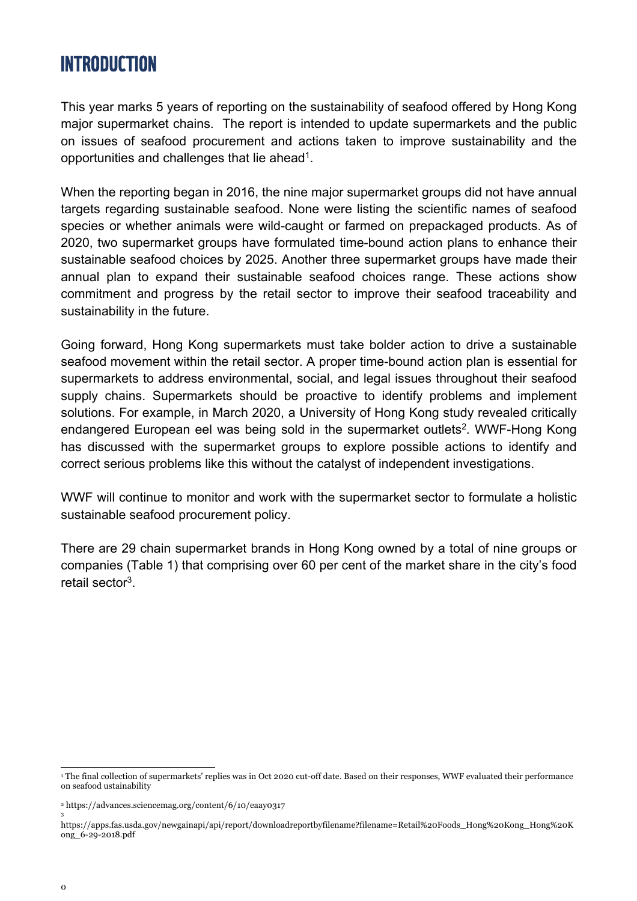# INTRODUCTION

This year marks 5 years of reporting on the sustainability of seafood offered by Hong Kong major supermarket chains. The report is intended to update supermarkets and the public on issues of seafood procurement and actions taken to improve sustainability and the opportunities and challenges that lie ahead[1].

When the reporting began in 2016, the nine major supermarket groups did not have annual targets regarding sustainable seafood. None were listing the scientific names of seafood species or whether animals were wild-caught or farmed on prepackaged products. As of 2020, two supermarket groups have formulated time-bound action plans to enhance their sustainable seafood choices by 2025. Another three supermarket groups have made their annual plan to expand their sustainable seafood choices range. These actions show commitment and progress by the retail sector to improve their seafood traceability and sustainability in the future.

Going forward, Hong Kong supermarkets must take bolder action to drive a sustainable seafood movement within the retail sector. A proper time-bound action plan is essential for supermarkets to address environmental, social, and legal issues throughout their seafood supply chains. Supermarkets should be proactive to identify problems and implement solutions. For example, in March 2020, a University of Hong Kong study revealed critically endangered European eel was being sold in the supermarket outlets[2]. WWF-Hong Kong has discussed with the supermarket groups to explore possible actions to identify and correct serious problems like this without the catalyst of independent investigations.

WWF will continue to monitor and work with the supermarket sector to formulate a holistic sustainable seafood procurement policy.

There are 29 chain supermarket brands in Hong Kong owned by a total of nine groups or companies (Table 1) that comprising over 60 per cent of the market share in the city's food retail sector[3].

---

[1] The final collection of supermarkets' replies was in Oct 2020 cut-off date. Based on their responses, WWF evaluated their performance on seafood ustainability

[2] https://advances.sciencemag.org/content/6/10/eaay0317

[3] https://apps.fas.usda.gov/newgainapi/api/report/downloadreportbyfilename?filename=Retail%20Foods_Hong%20Kong_Hong%20Kong_6-29-2018.pdf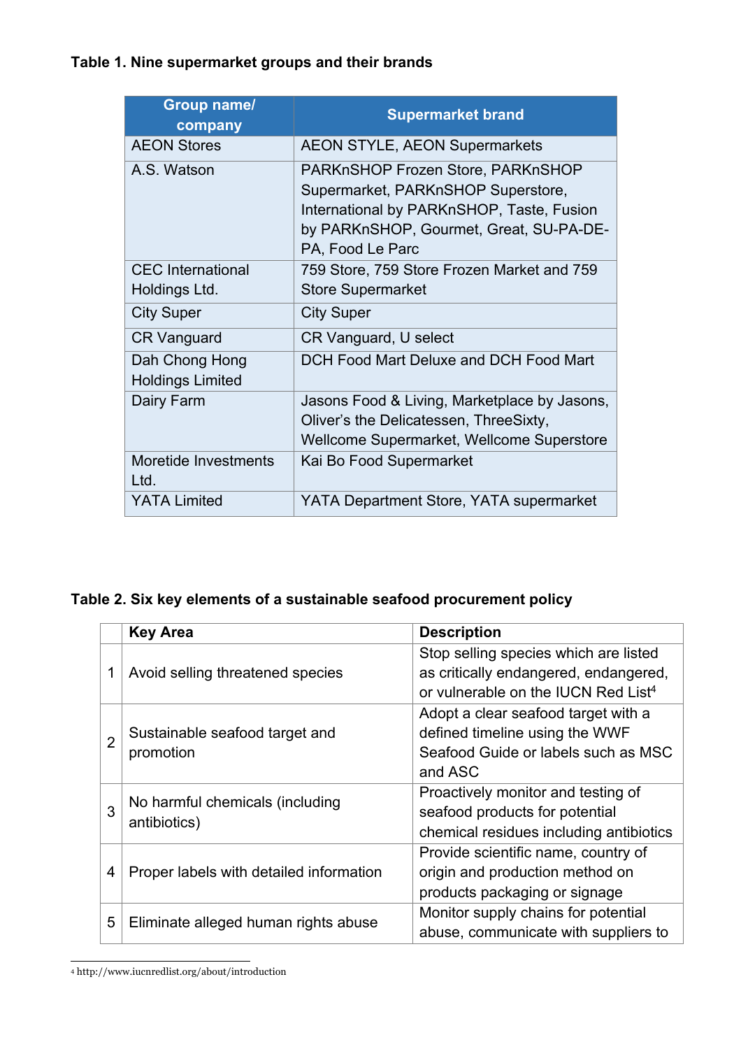**Table 1. Nine supermarket groups and their brands**

| Group name/ company | Supermarket brand |
|---|---|
| AEON Stores | AEON STYLE, AEON Supermarkets |
| A.S. Watson | PARKnSHOP Frozen Store, PARKnSHOP Supermarket, PARKnSHOP Superstore, International by PARKnSHOP, Taste, Fusion by PARKnSHOP, Gourmet, Great, SU-PA-DE-PA, Food Le Parc |
| CEC International Holdings Ltd. | 759 Store, 759 Store Frozen Market and 759 Store Supermarket |
| City Super | City Super |
| CR Vanguard | CR Vanguard, U select |
| Dah Chong Hong Holdings Limited | DCH Food Mart Deluxe and DCH Food Mart |
| Dairy Farm | Jasons Food & Living, Marketplace by Jasons, Oliver's the Delicatessen, ThreeSixty, Wellcome Supermarket, Wellcome Superstore |
| Moretide Investments Ltd. | Kai Bo Food Supermarket |
| YATA Limited | YATA Department Store, YATA supermarket |

**Table 2. Six key elements of a sustainable seafood procurement policy**

| | Key Area | Description |
|---|---|---|
| 1 | Avoid selling threatened species | Stop selling species which are listed as critically endangered, endangered, or vulnerable on the IUCN Red List[4] |
| 2 | Sustainable seafood target and promotion | Adopt a clear seafood target with a defined timeline using the WWF Seafood Guide or labels such as MSC and ASC |
| 3 | No harmful chemicals (including antibiotics) | Proactively monitor and testing of seafood products for potential chemical residues including antibiotics |
| 4 | Proper labels with detailed information | Provide scientific name, country of origin and production method on products packaging or signage |
| 5 | Eliminate alleged human rights abuse | Monitor supply chains for potential abuse, communicate with suppliers to |

[4] http://www.iucnredlist.org/about/introduction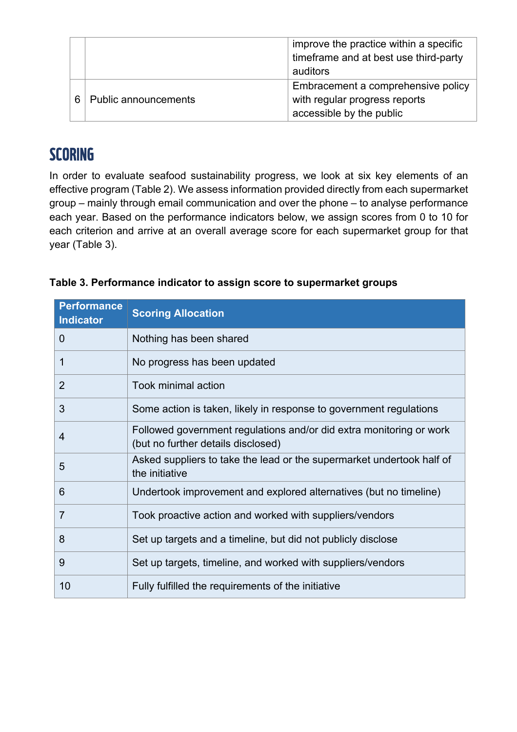|   |   | improve the practice within a specific timeframe and at best use third-party auditors |
|---|---|---|
| 6 | Public announcements | Embracement a comprehensive policy with regular progress reports accessible by the public |

# SCORING

In order to evaluate seafood sustainability progress, we look at six key elements of an effective program (Table 2). We assess information provided directly from each supermarket group – mainly through email communication and over the phone – to analyse performance each year. Based on the performance indicators below, we assign scores from 0 to 10 for each criterion and arrive at an overall average score for each supermarket group for that year (Table 3).

**Table 3. Performance indicator to assign score to supermarket groups**

| Performance Indicator | Scoring Allocation |
|---|---|
| 0 | Nothing has been shared |
| 1 | No progress has been updated |
| 2 | Took minimal action |
| 3 | Some action is taken, likely in response to government regulations |
| 4 | Followed government regulations and/or did extra monitoring or work (but no further details disclosed) |
| 5 | Asked suppliers to take the lead or the supermarket undertook half of the initiative |
| 6 | Undertook improvement and explored alternatives (but no timeline) |
| 7 | Took proactive action and worked with suppliers/vendors |
| 8 | Set up targets and a timeline, but did not publicly disclose |
| 9 | Set up targets, timeline, and worked with suppliers/vendors |
| 10 | Fully fulfilled the requirements of the initiative |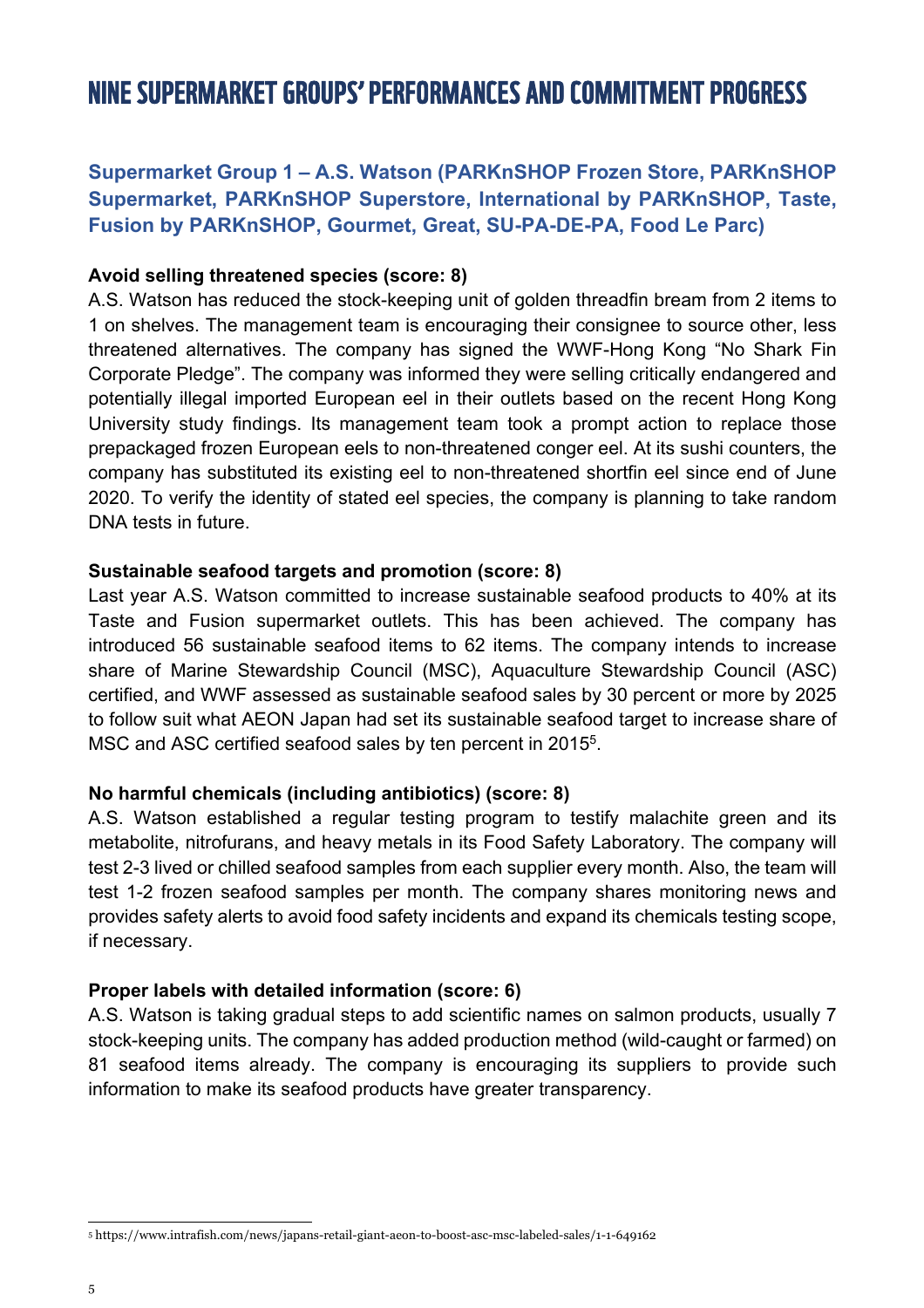# NINE SUPERMARKET GROUPS' PERFORMANCES AND COMMITMENT PROGRESS

## Supermarket Group 1 – A.S. Watson (PARKnSHOP Frozen Store, PARKnSHOP Supermarket, PARKnSHOP Superstore, International by PARKnSHOP, Taste, Fusion by PARKnSHOP, Gourmet, Great, SU-PA-DE-PA, Food Le Parc)

**Avoid selling threatened species (score: 8)**

A.S. Watson has reduced the stock-keeping unit of golden threadfin bream from 2 items to 1 on shelves. The management team is encouraging their consignee to source other, less threatened alternatives. The company has signed the WWF-Hong Kong "No Shark Fin Corporate Pledge". The company was informed they were selling critically endangered and potentially illegal imported European eel in their outlets based on the recent Hong Kong University study findings. Its management team took a prompt action to replace those prepackaged frozen European eels to non-threatened conger eel. At its sushi counters, the company has substituted its existing eel to non-threatened shortfin eel since end of June 2020. To verify the identity of stated eel species, the company is planning to take random DNA tests in future.

**Sustainable seafood targets and promotion (score: 8)**

Last year A.S. Watson committed to increase sustainable seafood products to 40% at its Taste and Fusion supermarket outlets. This has been achieved. The company has introduced 56 sustainable seafood items to 62 items. The company intends to increase share of Marine Stewardship Council (MSC), Aquaculture Stewardship Council (ASC) certified, and WWF assessed as sustainable seafood sales by 30 percent or more by 2025 to follow suit what AEON Japan had set its sustainable seafood target to increase share of MSC and ASC certified seafood sales by ten percent in 2015[5].

**No harmful chemicals (including antibiotics) (score: 8)**

A.S. Watson established a regular testing program to testify malachite green and its metabolite, nitrofurans, and heavy metals in its Food Safety Laboratory. The company will test 2-3 lived or chilled seafood samples from each supplier every month. Also, the team will test 1-2 frozen seafood samples per month. The company shares monitoring news and provides safety alerts to avoid food safety incidents and expand its chemicals testing scope, if necessary.

**Proper labels with detailed information (score: 6)**

A.S. Watson is taking gradual steps to add scientific names on salmon products, usually 7 stock-keeping units. The company has added production method (wild-caught or farmed) on 81 seafood items already. The company is encouraging its suppliers to provide such information to make its seafood products have greater transparency.

---

[5] https://www.intrafish.com/news/japans-retail-giant-aeon-to-boost-asc-msc-labeled-sales/1-1-649162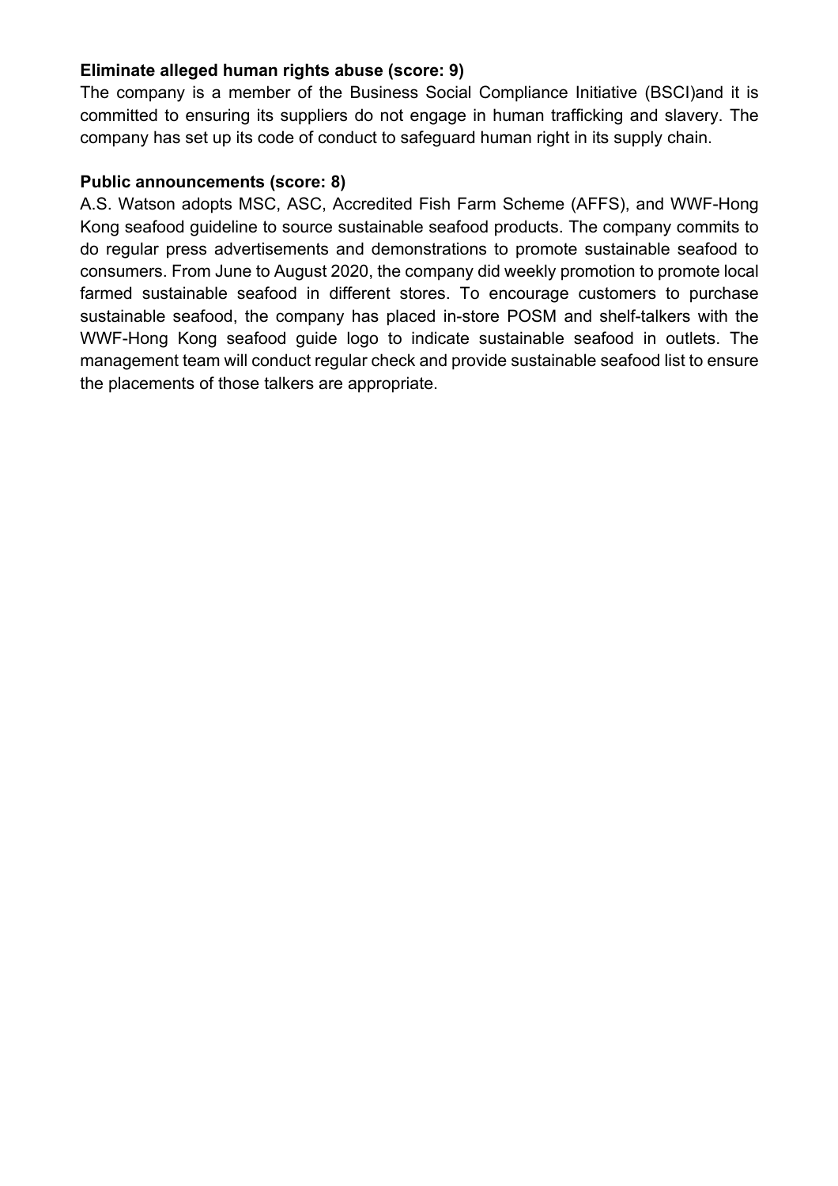**Eliminate alleged human rights abuse (score: 9)**

The company is a member of the Business Social Compliance Initiative (BSCI)and it is committed to ensuring its suppliers do not engage in human trafficking and slavery. The company has set up its code of conduct to safeguard human right in its supply chain.

**Public announcements (score: 8)**

A.S. Watson adopts MSC, ASC, Accredited Fish Farm Scheme (AFFS), and WWF-Hong Kong seafood guideline to source sustainable seafood products. The company commits to do regular press advertisements and demonstrations to promote sustainable seafood to consumers. From June to August 2020, the company did weekly promotion to promote local farmed sustainable seafood in different stores. To encourage customers to purchase sustainable seafood, the company has placed in-store POSM and shelf-talkers with the WWF-Hong Kong seafood guide logo to indicate sustainable seafood in outlets. The management team will conduct regular check and provide sustainable seafood list to ensure the placements of those talkers are appropriate.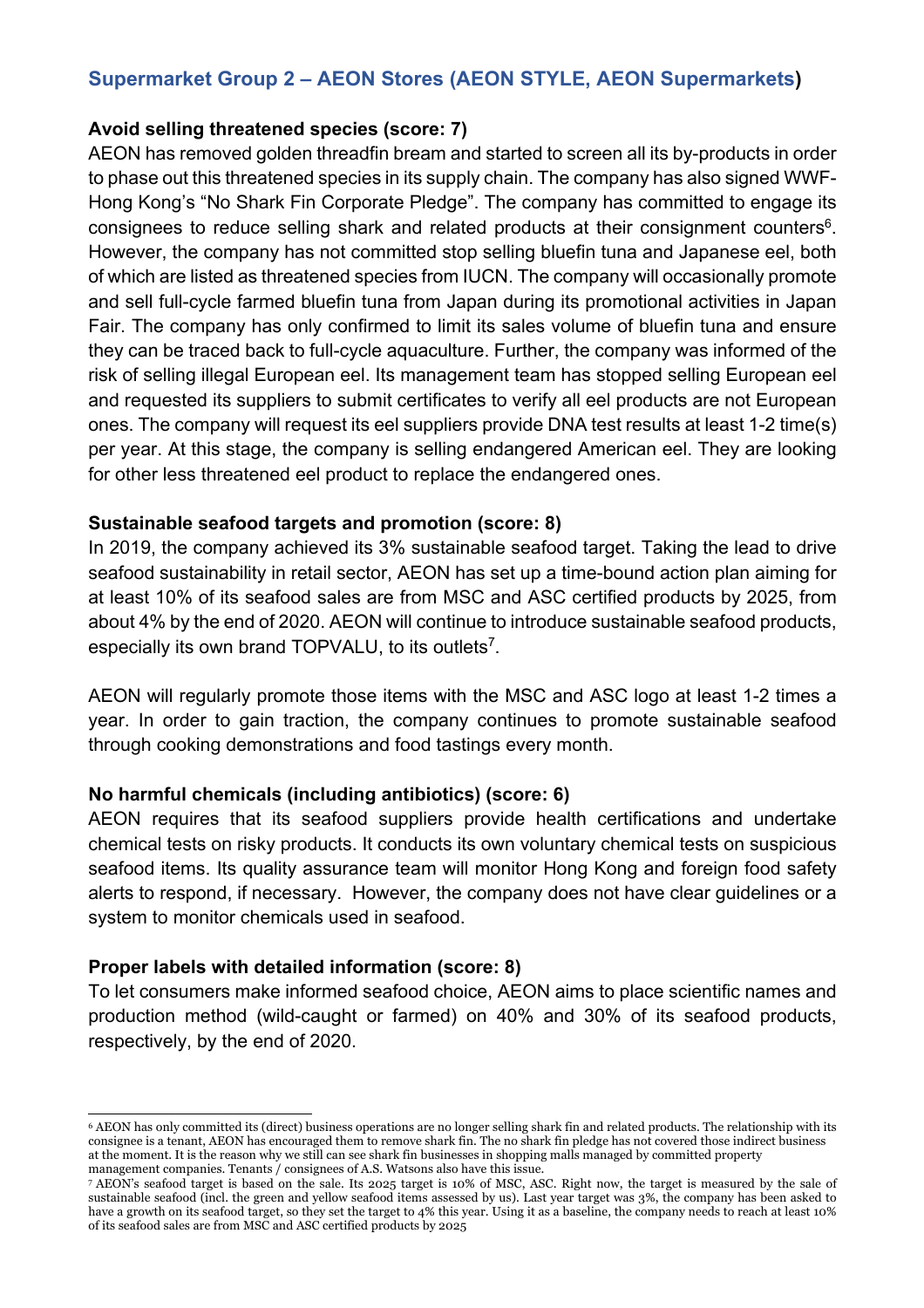## Supermarket Group 2 – AEON Stores (AEON STYLE, AEON Supermarkets)

**Avoid selling threatened species (score: 7)**

AEON has removed golden threadfin bream and started to screen all its by-products in order to phase out this threatened species in its supply chain. The company has also signed WWF-Hong Kong's "No Shark Fin Corporate Pledge". The company has committed to engage its consignees to reduce selling shark and related products at their consignment counters[6]. However, the company has not committed stop selling bluefin tuna and Japanese eel, both of which are listed as threatened species from IUCN. The company will occasionally promote and sell full-cycle farmed bluefin tuna from Japan during its promotional activities in Japan Fair. The company has only confirmed to limit its sales volume of bluefin tuna and ensure they can be traced back to full-cycle aquaculture. Further, the company was informed of the risk of selling illegal European eel. Its management team has stopped selling European eel and requested its suppliers to submit certificates to verify all eel products are not European ones. The company will request its eel suppliers provide DNA test results at least 1-2 time(s) per year. At this stage, the company is selling endangered American eel. They are looking for other less threatened eel product to replace the endangered ones.

**Sustainable seafood targets and promotion (score: 8)**

In 2019, the company achieved its 3% sustainable seafood target. Taking the lead to drive seafood sustainability in retail sector, AEON has set up a time-bound action plan aiming for at least 10% of its seafood sales are from MSC and ASC certified products by 2025, from about 4% by the end of 2020. AEON will continue to introduce sustainable seafood products, especially its own brand TOPVALU, to its outlets[7].

AEON will regularly promote those items with the MSC and ASC logo at least 1-2 times a year. In order to gain traction, the company continues to promote sustainable seafood through cooking demonstrations and food tastings every month.

**No harmful chemicals (including antibiotics) (score: 6)**

AEON requires that its seafood suppliers provide health certifications and undertake chemical tests on risky products. It conducts its own voluntary chemical tests on suspicious seafood items. Its quality assurance team will monitor Hong Kong and foreign food safety alerts to respond, if necessary. However, the company does not have clear guidelines or a system to monitor chemicals used in seafood.

**Proper labels with detailed information (score: 8)**

To let consumers make informed seafood choice, AEON aims to place scientific names and production method (wild-caught or farmed) on 40% and 30% of its seafood products, respectively, by the end of 2020.

---

[6] AEON has only committed its (direct) business operations are no longer selling shark fin and related products. The relationship with its consignee is a tenant, AEON has encouraged them to remove shark fin. The no shark fin pledge has not covered those indirect business at the moment. It is the reason why we still can see shark fin businesses in shopping malls managed by committed property management companies. Tenants / consignees of A.S. Watsons also have this issue.

[7] AEON's seafood target is based on the sale. Its 2025 target is 10% of MSC, ASC. Right now, the target is measured by the sale of sustainable seafood (incl. the green and yellow seafood items assessed by us). Last year target was 3%, the company has been asked to have a growth on its seafood target, so they set the target to 4% this year. Using it as a baseline, the company needs to reach at least 10% of its seafood sales are from MSC and ASC certified products by 2025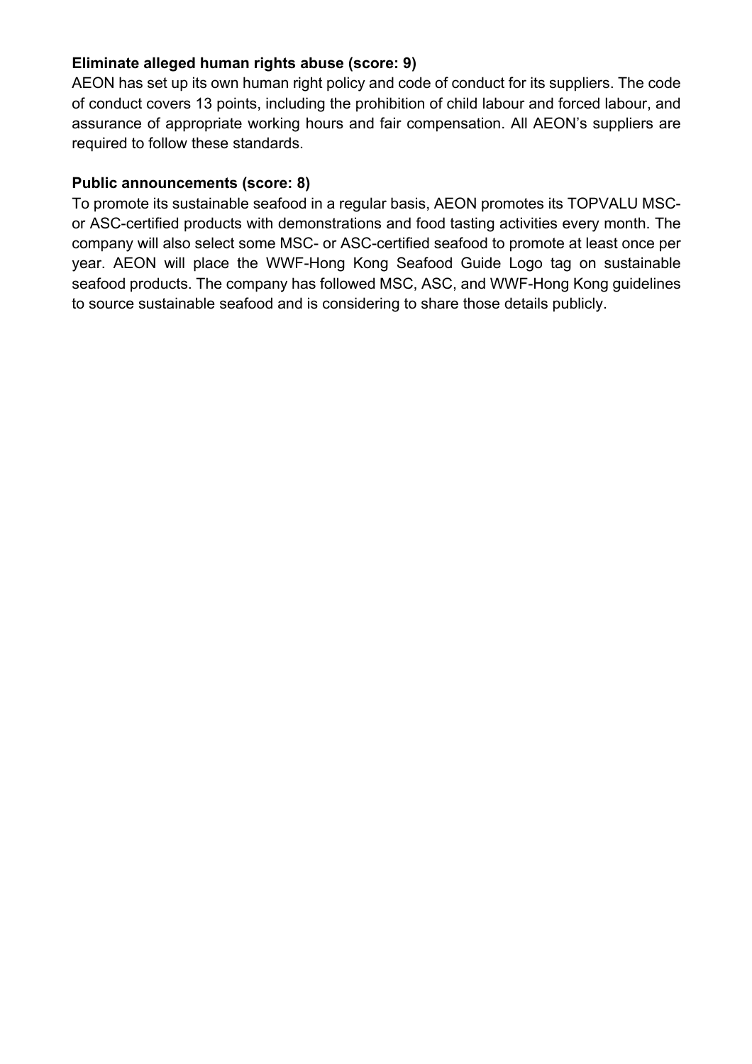**Eliminate alleged human rights abuse (score: 9)**

AEON has set up its own human right policy and code of conduct for its suppliers. The code of conduct covers 13 points, including the prohibition of child labour and forced labour, and assurance of appropriate working hours and fair compensation. All AEON's suppliers are required to follow these standards.

**Public announcements (score: 8)**

To promote its sustainable seafood in a regular basis, AEON promotes its TOPVALU MSC- or ASC-certified products with demonstrations and food tasting activities every month. The company will also select some MSC- or ASC-certified seafood to promote at least once per year. AEON will place the WWF-Hong Kong Seafood Guide Logo tag on sustainable seafood products. The company has followed MSC, ASC, and WWF-Hong Kong guidelines to source sustainable seafood and is considering to share those details publicly.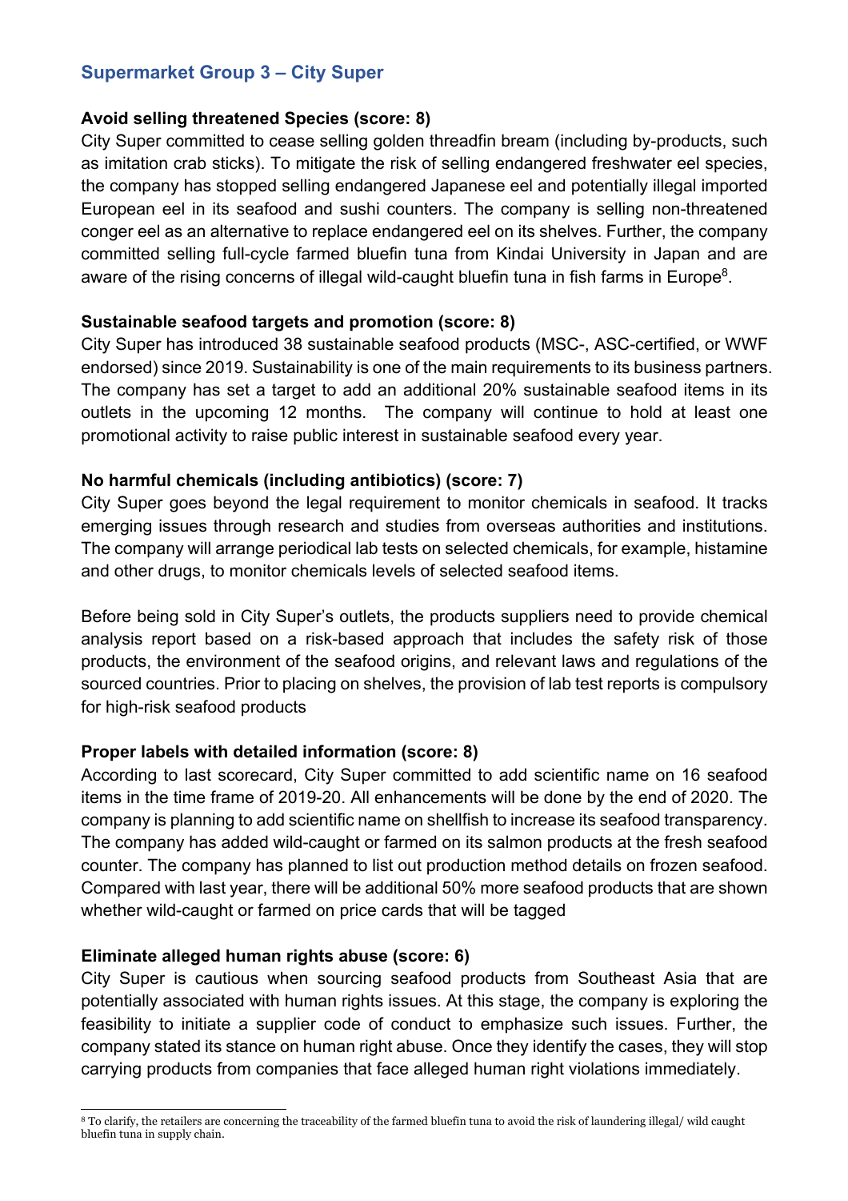## Supermarket Group 3 – City Super

**Avoid selling threatened Species (score: 8)**

City Super committed to cease selling golden threadfin bream (including by-products, such as imitation crab sticks). To mitigate the risk of selling endangered freshwater eel species, the company has stopped selling endangered Japanese eel and potentially illegal imported European eel in its seafood and sushi counters. The company is selling non-threatened conger eel as an alternative to replace endangered eel on its shelves. Further, the company committed selling full-cycle farmed bluefin tuna from Kindai University in Japan and are aware of the rising concerns of illegal wild-caught bluefin tuna in fish farms in Europe[8].

**Sustainable seafood targets and promotion (score: 8)**

City Super has introduced 38 sustainable seafood products (MSC-, ASC-certified, or WWF endorsed) since 2019. Sustainability is one of the main requirements to its business partners. The company has set a target to add an additional 20% sustainable seafood items in its outlets in the upcoming 12 months. The company will continue to hold at least one promotional activity to raise public interest in sustainable seafood every year.

**No harmful chemicals (including antibiotics) (score: 7)**

City Super goes beyond the legal requirement to monitor chemicals in seafood. It tracks emerging issues through research and studies from overseas authorities and institutions. The company will arrange periodical lab tests on selected chemicals, for example, histamine and other drugs, to monitor chemicals levels of selected seafood items.

Before being sold in City Super's outlets, the products suppliers need to provide chemical analysis report based on a risk-based approach that includes the safety risk of those products, the environment of the seafood origins, and relevant laws and regulations of the sourced countries. Prior to placing on shelves, the provision of lab test reports is compulsory for high-risk seafood products

**Proper labels with detailed information (score: 8)**

According to last scorecard, City Super committed to add scientific name on 16 seafood items in the time frame of 2019-20. All enhancements will be done by the end of 2020. The company is planning to add scientific name on shellfish to increase its seafood transparency. The company has added wild-caught or farmed on its salmon products at the fresh seafood counter. The company has planned to list out production method details on frozen seafood. Compared with last year, there will be additional 50% more seafood products that are shown whether wild-caught or farmed on price cards that will be tagged

**Eliminate alleged human rights abuse (score: 6)**

City Super is cautious when sourcing seafood products from Southeast Asia that are potentially associated with human rights issues. At this stage, the company is exploring the feasibility to initiate a supplier code of conduct to emphasize such issues. Further, the company stated its stance on human right abuse. Once they identify the cases, they will stop carrying products from companies that face alleged human right violations immediately.

---

[8] To clarify, the retailers are concerning the traceability of the farmed bluefin tuna to avoid the risk of laundering illegal/ wild caught bluefin tuna in supply chain.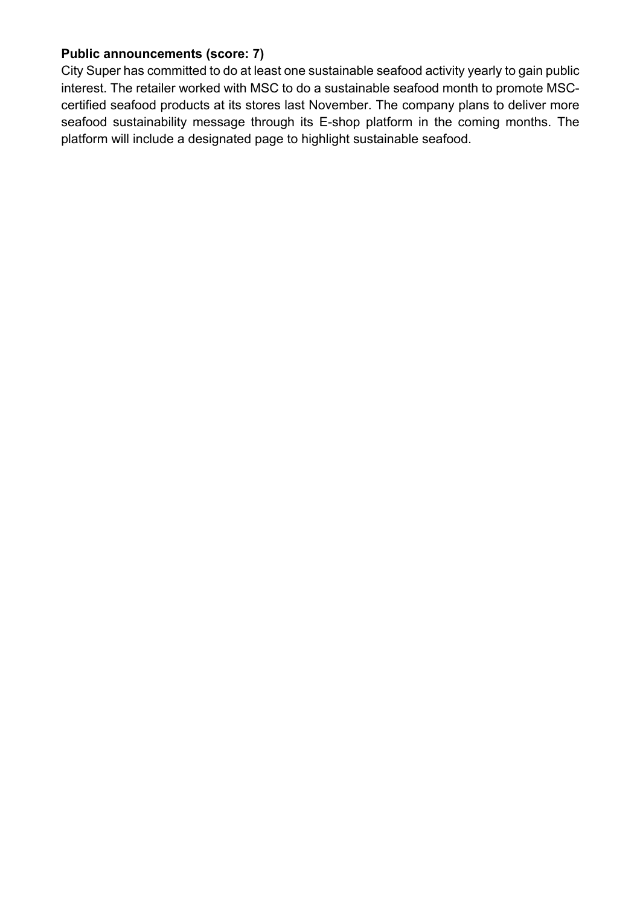**Public announcements (score: 7)**

City Super has committed to do at least one sustainable seafood activity yearly to gain public interest. The retailer worked with MSC to do a sustainable seafood month to promote MSC-certified seafood products at its stores last November. The company plans to deliver more seafood sustainability message through its E-shop platform in the coming months. The platform will include a designated page to highlight sustainable seafood.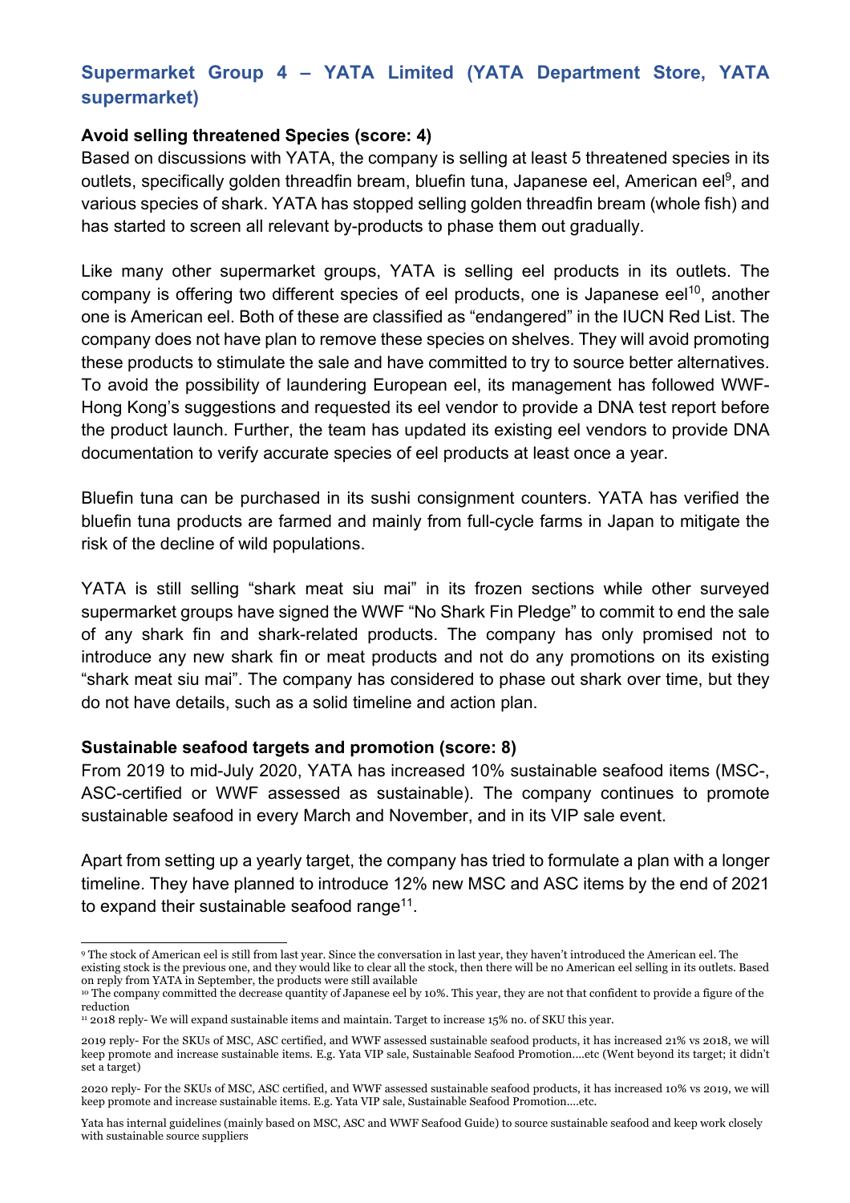## Supermarket Group 4 – YATA Limited (YATA Department Store, YATA supermarket)

**Avoid selling threatened Species (score: 4)**

Based on discussions with YATA, the company is selling at least 5 threatened species in its outlets, specifically golden threadfin bream, bluefin tuna, Japanese eel, American eel[9], and various species of shark. YATA has stopped selling golden threadfin bream (whole fish) and has started to screen all relevant by-products to phase them out gradually.

Like many other supermarket groups, YATA is selling eel products in its outlets. The company is offering two different species of eel products, one is Japanese eel[10], another one is American eel. Both of these are classified as "endangered" in the IUCN Red List. The company does not have plan to remove these species on shelves. They will avoid promoting these products to stimulate the sale and have committed to try to source better alternatives. To avoid the possibility of laundering European eel, its management has followed WWF-Hong Kong's suggestions and requested its eel vendor to provide a DNA test report before the product launch. Further, the team has updated its existing eel vendors to provide DNA documentation to verify accurate species of eel products at least once a year.

Bluefin tuna can be purchased in its sushi consignment counters. YATA has verified the bluefin tuna products are farmed and mainly from full-cycle farms in Japan to mitigate the risk of the decline of wild populations.

YATA is still selling "shark meat siu mai" in its frozen sections while other surveyed supermarket groups have signed the WWF "No Shark Fin Pledge" to commit to end the sale of any shark fin and shark-related products. The company has only promised not to introduce any new shark fin or meat products and not do any promotions on its existing "shark meat siu mai". The company has considered to phase out shark over time, but they do not have details, such as a solid timeline and action plan.

**Sustainable seafood targets and promotion (score: 8)**

From 2019 to mid-July 2020, YATA has increased 10% sustainable seafood items (MSC-, ASC-certified or WWF assessed as sustainable). The company continues to promote sustainable seafood in every March and November, and in its VIP sale event.

Apart from setting up a yearly target, the company has tried to formulate a plan with a longer timeline. They have planned to introduce 12% new MSC and ASC items by the end of 2021 to expand their sustainable seafood range[11].

---

[9] The stock of American eel is still from last year. Since the conversation in last year, they haven't introduced the American eel. The existing stock is the previous one, and they would like to clear all the stock, then there will be no American eel selling in its outlets. Based on reply from YATA in September, the products were still available

[10] The company committed the decrease quantity of Japanese eel by 10%. This year, they are not that confident to provide a figure of the reduction

[11] 2018 reply- We will expand sustainable items and maintain. Target to increase 15% no. of SKU this year.

2019 reply- For the SKUs of MSC, ASC certified, and WWF assessed sustainable seafood products, it has increased 21% vs 2018, we will keep promote and increase sustainable items. E.g. Yata VIP sale, Sustainable Seafood Promotion….etc (Went beyond its target; it didn't set a target)

2020 reply- For the SKUs of MSC, ASC certified, and WWF assessed sustainable seafood products, it has increased 10% vs 2019, we will keep promote and increase sustainable items. E.g. Yata VIP sale, Sustainable Seafood Promotion….etc.

Yata has internal guidelines (mainly based on MSC, ASC and WWF Seafood Guide) to source sustainable seafood and keep work closely with sustainable source suppliers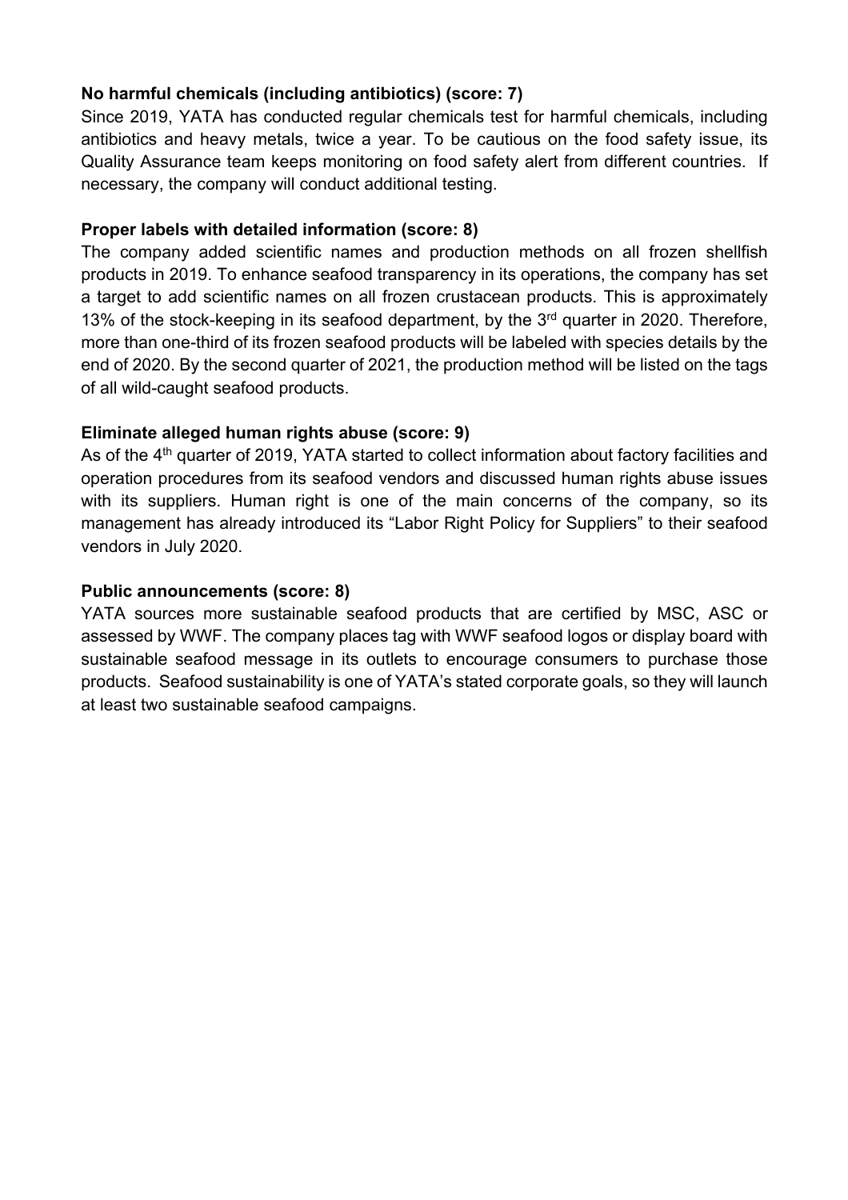**No harmful chemicals (including antibiotics) (score: 7)**

Since 2019, YATA has conducted regular chemicals test for harmful chemicals, including antibiotics and heavy metals, twice a year. To be cautious on the food safety issue, its Quality Assurance team keeps monitoring on food safety alert from different countries. If necessary, the company will conduct additional testing.

**Proper labels with detailed information (score: 8)**

The company added scientific names and production methods on all frozen shellfish products in 2019. To enhance seafood transparency in its operations, the company has set a target to add scientific names on all frozen crustacean products. This is approximately 13% of the stock-keeping in its seafood department, by the 3rd quarter in 2020. Therefore, more than one-third of its frozen seafood products will be labeled with species details by the end of 2020. By the second quarter of 2021, the production method will be listed on the tags of all wild-caught seafood products.

**Eliminate alleged human rights abuse (score: 9)**

As of the 4th quarter of 2019, YATA started to collect information about factory facilities and operation procedures from its seafood vendors and discussed human rights abuse issues with its suppliers. Human right is one of the main concerns of the company, so its management has already introduced its "Labor Right Policy for Suppliers" to their seafood vendors in July 2020.

**Public announcements (score: 8)**

YATA sources more sustainable seafood products that are certified by MSC, ASC or assessed by WWF. The company places tag with WWF seafood logos or display board with sustainable seafood message in its outlets to encourage consumers to purchase those products. Seafood sustainability is one of YATA's stated corporate goals, so they will launch at least two sustainable seafood campaigns.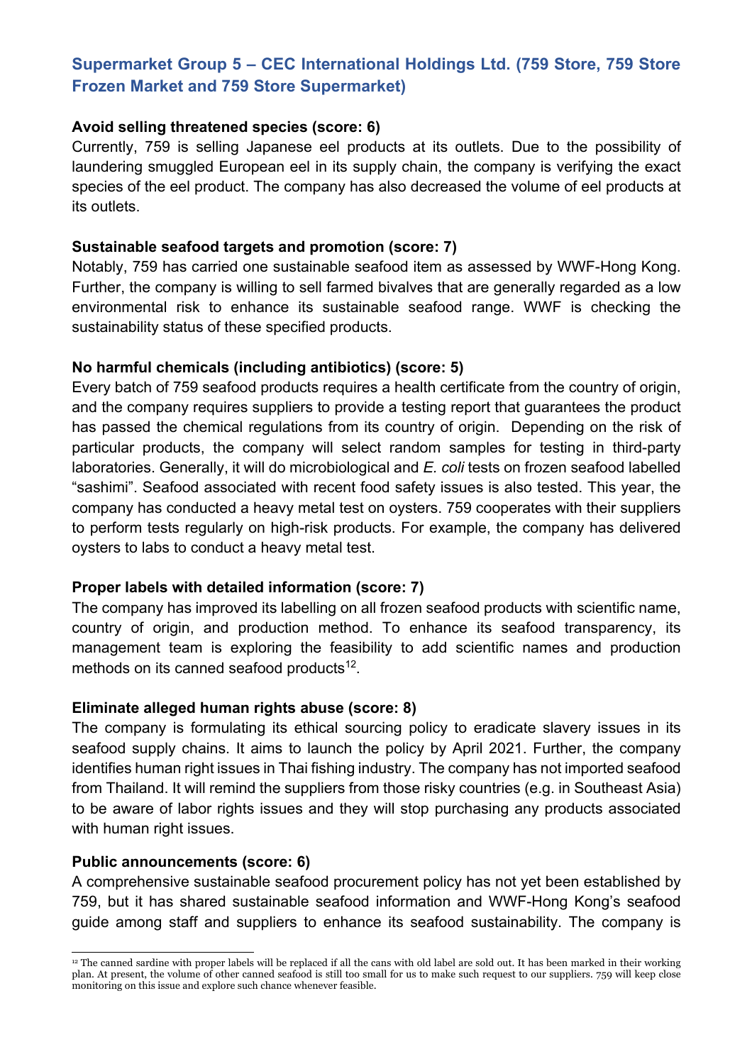## Supermarket Group 5 – CEC International Holdings Ltd. (759 Store, 759 Store Frozen Market and 759 Store Supermarket)

**Avoid selling threatened species (score: 6)**

Currently, 759 is selling Japanese eel products at its outlets. Due to the possibility of laundering smuggled European eel in its supply chain, the company is verifying the exact species of the eel product. The company has also decreased the volume of eel products at its outlets.

**Sustainable seafood targets and promotion (score: 7)**

Notably, 759 has carried one sustainable seafood item as assessed by WWF-Hong Kong. Further, the company is willing to sell farmed bivalves that are generally regarded as a low environmental risk to enhance its sustainable seafood range. WWF is checking the sustainability status of these specified products.

**No harmful chemicals (including antibiotics) (score: 5)**

Every batch of 759 seafood products requires a health certificate from the country of origin, and the company requires suppliers to provide a testing report that guarantees the product has passed the chemical regulations from its country of origin. Depending on the risk of particular products, the company will select random samples for testing in third-party laboratories. Generally, it will do microbiological and *E. coli* tests on frozen seafood labelled "sashimi". Seafood associated with recent food safety issues is also tested. This year, the company has conducted a heavy metal test on oysters. 759 cooperates with their suppliers to perform tests regularly on high-risk products. For example, the company has delivered oysters to labs to conduct a heavy metal test.

**Proper labels with detailed information (score: 7)**

The company has improved its labelling on all frozen seafood products with scientific name, country of origin, and production method. To enhance its seafood transparency, its management team is exploring the feasibility to add scientific names and production methods on its canned seafood products[12].

**Eliminate alleged human rights abuse (score: 8)**

The company is formulating its ethical sourcing policy to eradicate slavery issues in its seafood supply chains. It aims to launch the policy by April 2021. Further, the company identifies human right issues in Thai fishing industry. The company has not imported seafood from Thailand. It will remind the suppliers from those risky countries (e.g. in Southeast Asia) to be aware of labor rights issues and they will stop purchasing any products associated with human right issues.

**Public announcements (score: 6)**

A comprehensive sustainable seafood procurement policy has not yet been established by 759, but it has shared sustainable seafood information and WWF-Hong Kong's seafood guide among staff and suppliers to enhance its seafood sustainability. The company is

[12] The canned sardine with proper labels will be replaced if all the cans with old label are sold out. It has been marked in their working plan. At present, the volume of other canned seafood is still too small for us to make such request to our suppliers. 759 will keep close monitoring on this issue and explore such chance whenever feasible.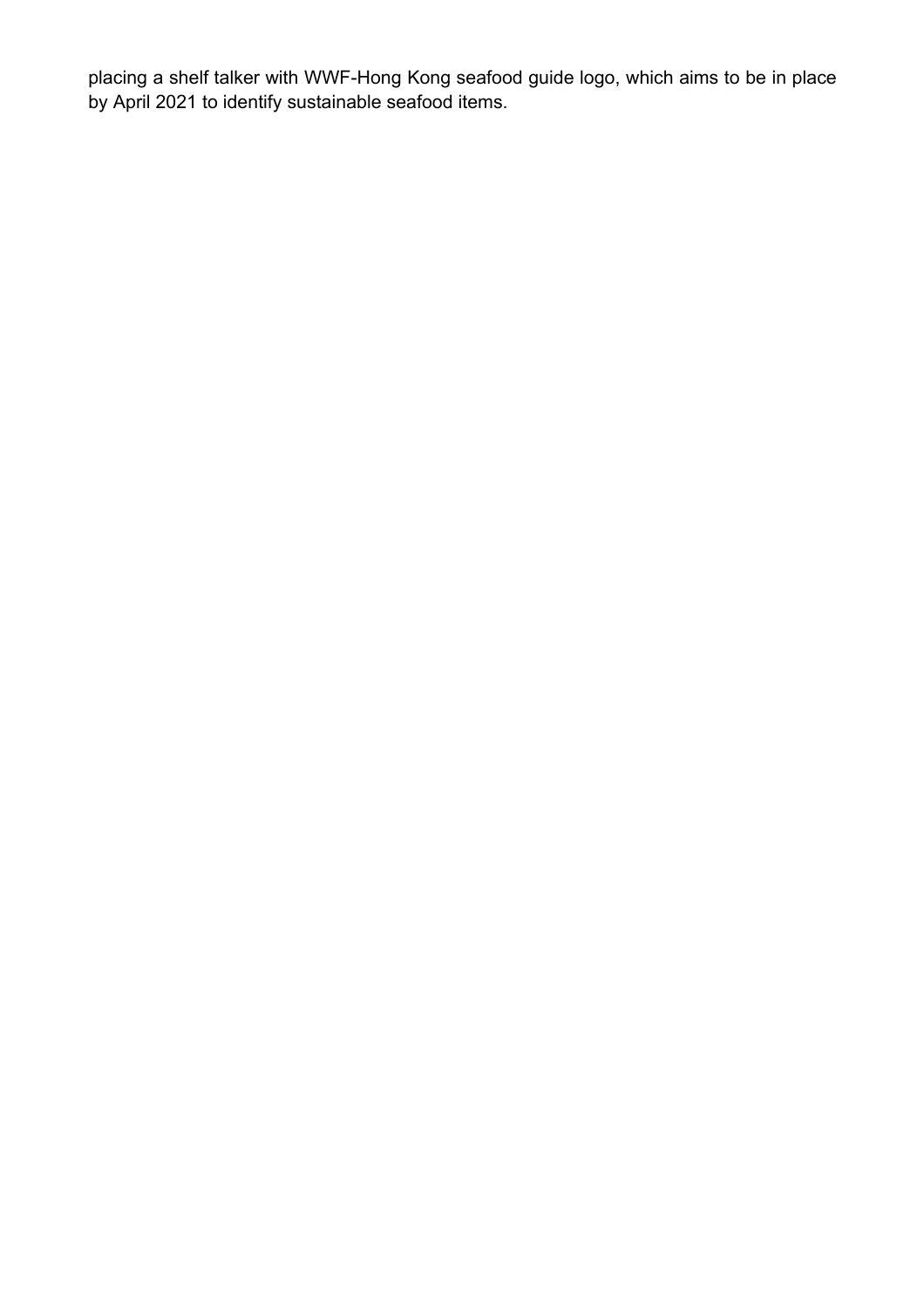placing a shelf talker with WWF-Hong Kong seafood guide logo, which aims to be in place by April 2021 to identify sustainable seafood items.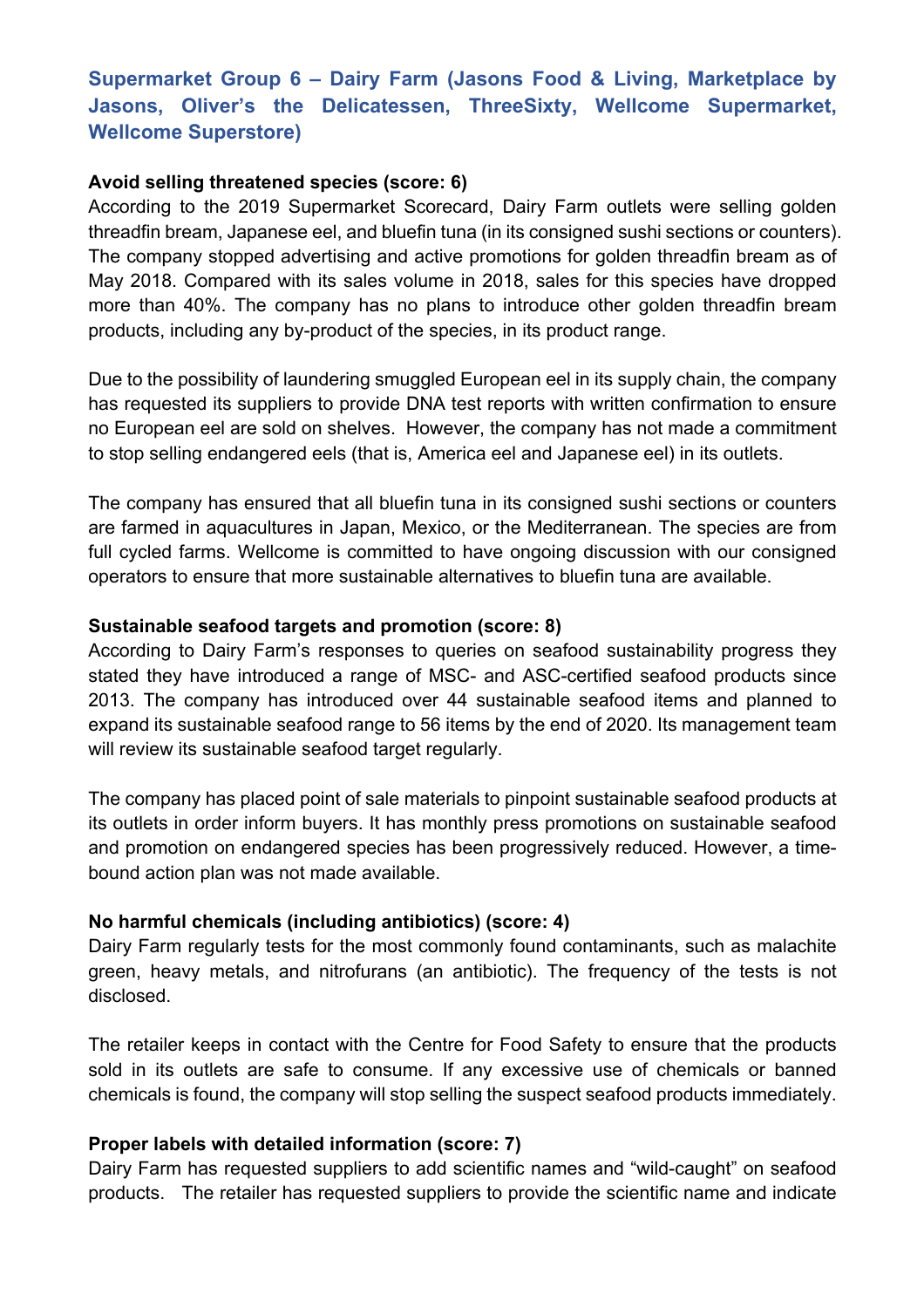## Supermarket Group 6 – Dairy Farm (Jasons Food & Living, Marketplace by Jasons, Oliver's the Delicatessen, ThreeSixty, Wellcome Supermarket, Wellcome Superstore)

**Avoid selling threatened species (score: 6)**

According to the 2019 Supermarket Scorecard, Dairy Farm outlets were selling golden threadfin bream, Japanese eel, and bluefin tuna (in its consigned sushi sections or counters). The company stopped advertising and active promotions for golden threadfin bream as of May 2018. Compared with its sales volume in 2018, sales for this species have dropped more than 40%. The company has no plans to introduce other golden threadfin bream products, including any by-product of the species, in its product range.

Due to the possibility of laundering smuggled European eel in its supply chain, the company has requested its suppliers to provide DNA test reports with written confirmation to ensure no European eel are sold on shelves. However, the company has not made a commitment to stop selling endangered eels (that is, America eel and Japanese eel) in its outlets.

The company has ensured that all bluefin tuna in its consigned sushi sections or counters are farmed in aquacultures in Japan, Mexico, or the Mediterranean. The species are from full cycled farms. Wellcome is committed to have ongoing discussion with our consigned operators to ensure that more sustainable alternatives to bluefin tuna are available.

**Sustainable seafood targets and promotion (score: 8)**

According to Dairy Farm's responses to queries on seafood sustainability progress they stated they have introduced a range of MSC- and ASC-certified seafood products since 2013. The company has introduced over 44 sustainable seafood items and planned to expand its sustainable seafood range to 56 items by the end of 2020. Its management team will review its sustainable seafood target regularly.

The company has placed point of sale materials to pinpoint sustainable seafood products at its outlets in order inform buyers. It has monthly press promotions on sustainable seafood and promotion on endangered species has been progressively reduced. However, a time-bound action plan was not made available.

**No harmful chemicals (including antibiotics) (score: 4)**

Dairy Farm regularly tests for the most commonly found contaminants, such as malachite green, heavy metals, and nitrofurans (an antibiotic). The frequency of the tests is not disclosed.

The retailer keeps in contact with the Centre for Food Safety to ensure that the products sold in its outlets are safe to consume. If any excessive use of chemicals or banned chemicals is found, the company will stop selling the suspect seafood products immediately.

**Proper labels with detailed information (score: 7)**

Dairy Farm has requested suppliers to add scientific names and "wild-caught" on seafood products. The retailer has requested suppliers to provide the scientific name and indicate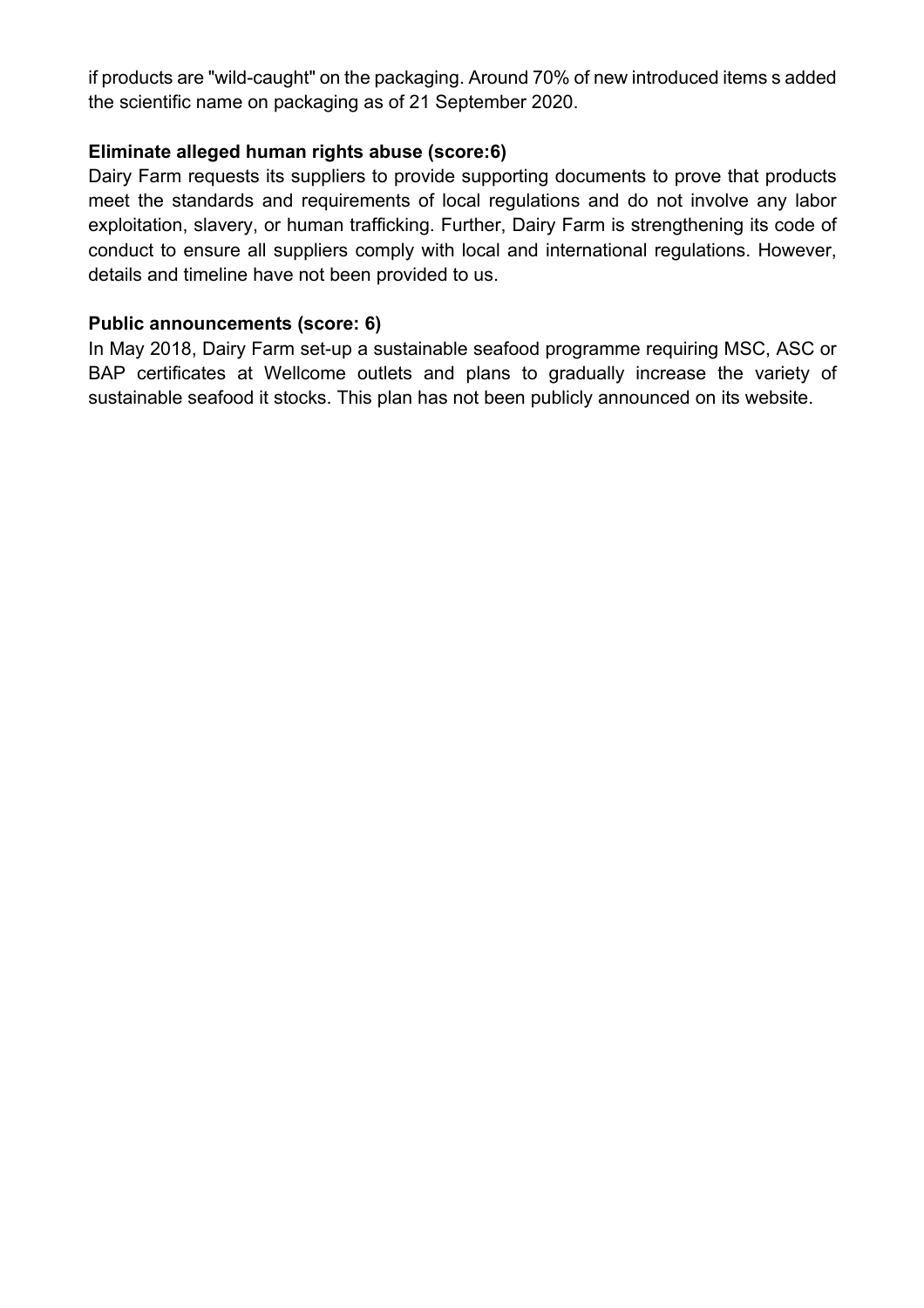if products are "wild-caught" on the packaging. Around 70% of new introduced items s added the scientific name on packaging as of 21 September 2020.

**Eliminate alleged human rights abuse (score:6)**

Dairy Farm requests its suppliers to provide supporting documents to prove that products meet the standards and requirements of local regulations and do not involve any labor exploitation, slavery, or human trafficking. Further, Dairy Farm is strengthening its code of conduct to ensure all suppliers comply with local and international regulations. However, details and timeline have not been provided to us.

**Public announcements (score: 6)**

In May 2018, Dairy Farm set-up a sustainable seafood programme requiring MSC, ASC or BAP certificates at Wellcome outlets and plans to gradually increase the variety of sustainable seafood it stocks. This plan has not been publicly announced on its website.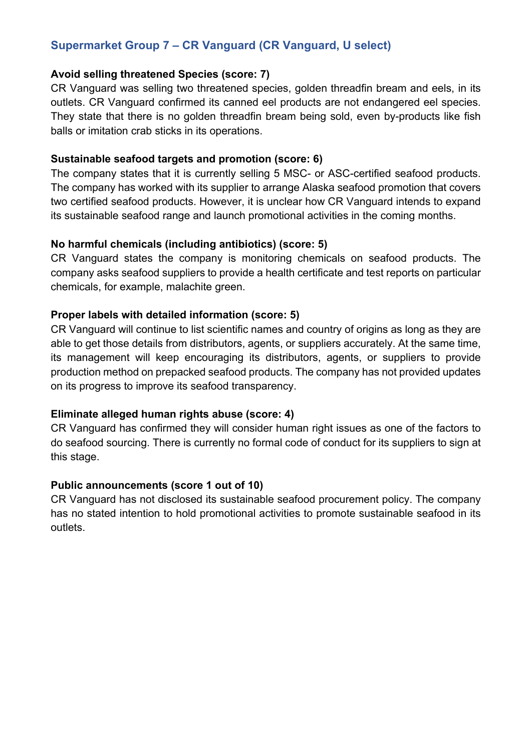## Supermarket Group 7 – CR Vanguard (CR Vanguard, U select)

**Avoid selling threatened Species (score: 7)**

CR Vanguard was selling two threatened species, golden threadfin bream and eels, in its outlets. CR Vanguard confirmed its canned eel products are not endangered eel species. They state that there is no golden threadfin bream being sold, even by-products like fish balls or imitation crab sticks in its operations.

**Sustainable seafood targets and promotion (score: 6)**

The company states that it is currently selling 5 MSC- or ASC-certified seafood products. The company has worked with its supplier to arrange Alaska seafood promotion that covers two certified seafood products. However, it is unclear how CR Vanguard intends to expand its sustainable seafood range and launch promotional activities in the coming months.

**No harmful chemicals (including antibiotics) (score: 5)**

CR Vanguard states the company is monitoring chemicals on seafood products. The company asks seafood suppliers to provide a health certificate and test reports on particular chemicals, for example, malachite green.

**Proper labels with detailed information (score: 5)**

CR Vanguard will continue to list scientific names and country of origins as long as they are able to get those details from distributors, agents, or suppliers accurately. At the same time, its management will keep encouraging its distributors, agents, or suppliers to provide production method on prepacked seafood products. The company has not provided updates on its progress to improve its seafood transparency.

**Eliminate alleged human rights abuse (score: 4)**

CR Vanguard has confirmed they will consider human right issues as one of the factors to do seafood sourcing. There is currently no formal code of conduct for its suppliers to sign at this stage.

**Public announcements (score 1 out of 10)**

CR Vanguard has not disclosed its sustainable seafood procurement policy. The company has no stated intention to hold promotional activities to promote sustainable seafood in its outlets.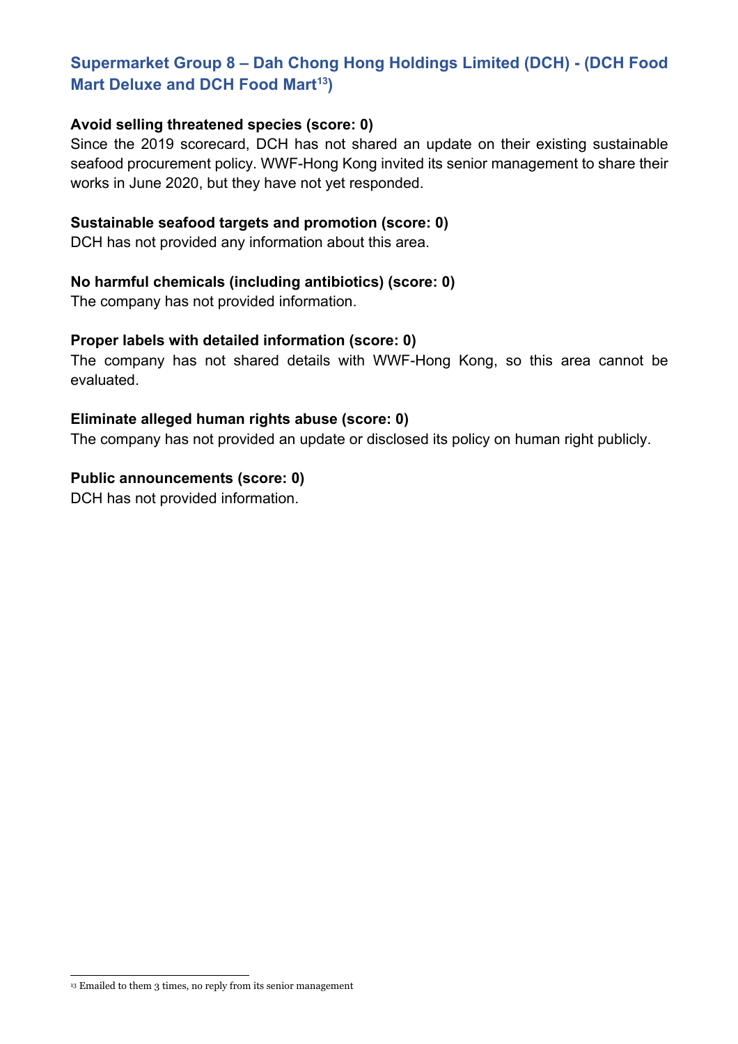## Supermarket Group 8 – Dah Chong Hong Holdings Limited (DCH) - (DCH Food Mart Deluxe and DCH Food Mart[13])

**Avoid selling threatened species (score: 0)**

Since the 2019 scorecard, DCH has not shared an update on their existing sustainable seafood procurement policy. WWF-Hong Kong invited its senior management to share their works in June 2020, but they have not yet responded.

**Sustainable seafood targets and promotion (score: 0)**

DCH has not provided any information about this area.

**No harmful chemicals (including antibiotics) (score: 0)**

The company has not provided information.

**Proper labels with detailed information (score: 0)**

The company has not shared details with WWF-Hong Kong, so this area cannot be evaluated.

**Eliminate alleged human rights abuse (score: 0)**

The company has not provided an update or disclosed its policy on human right publicly.

**Public announcements (score: 0)**

DCH has not provided information.

---

[13] Emailed to them 3 times, no reply from its senior management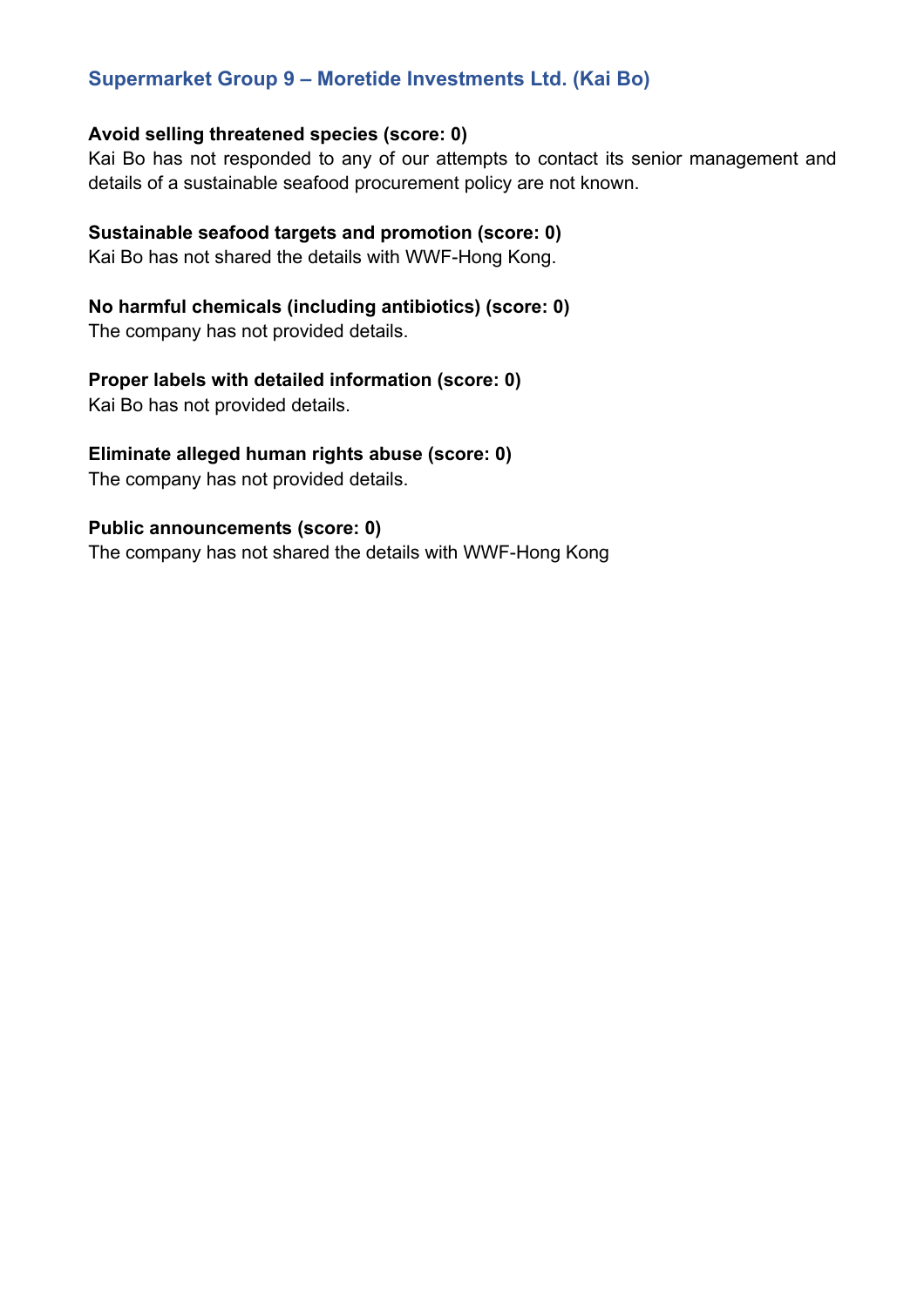## Supermarket Group 9 – Moretide Investments Ltd. (Kai Bo)

**Avoid selling threatened species (score: 0)**
Kai Bo has not responded to any of our attempts to contact its senior management and details of a sustainable seafood procurement policy are not known.

**Sustainable seafood targets and promotion (score: 0)**
Kai Bo has not shared the details with WWF-Hong Kong.

**No harmful chemicals (including antibiotics) (score: 0)**
The company has not provided details.

**Proper labels with detailed information (score: 0)**
Kai Bo has not provided details.

**Eliminate alleged human rights abuse (score: 0)**
The company has not provided details.

**Public announcements (score: 0)**
The company has not shared the details with WWF-Hong Kong